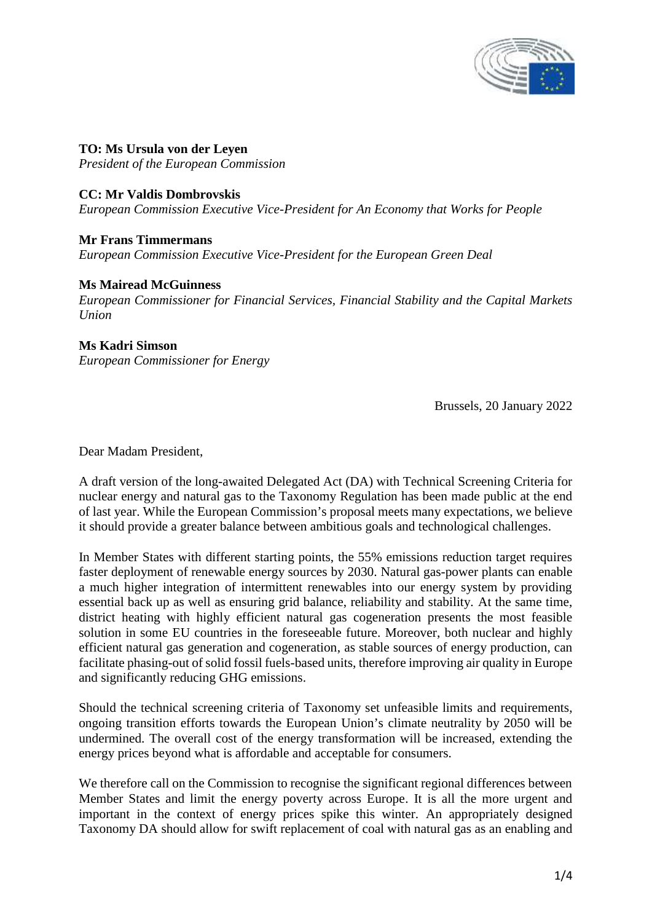**TO: Ms Ursula von der Leyen**
*President of the European Commission*

**CC: Mr Valdis Dombrovskis**
*European Commission Executive Vice-President for An Economy that Works for People*

**Mr Frans Timmermans**
*European Commission Executive Vice-President for the European Green Deal*

**Ms Mairead McGuinness**
*European Commissioner for Financial Services, Financial Stability and the Capital Markets Union*

**Ms Kadri Simson**
*European Commissioner for Energy*

Brussels, 20 January 2022

Dear Madam President,

A draft version of the long-awaited Delegated Act (DA) with Technical Screening Criteria for nuclear energy and natural gas to the Taxonomy Regulation has been made public at the end of last year. While the European Commission's proposal meets many expectations, we believe it should provide a greater balance between ambitious goals and technological challenges.

In Member States with different starting points, the 55% emissions reduction target requires faster deployment of renewable energy sources by 2030. Natural gas-power plants can enable a much higher integration of intermittent renewables into our energy system by providing essential back up as well as ensuring grid balance, reliability and stability. At the same time, district heating with highly efficient natural gas cogeneration presents the most feasible solution in some EU countries in the foreseeable future. Moreover, both nuclear and highly efficient natural gas generation and cogeneration, as stable sources of energy production, can facilitate phasing-out of solid fossil fuels-based units, therefore improving air quality in Europe and significantly reducing GHG emissions.

Should the technical screening criteria of Taxonomy set unfeasible limits and requirements, ongoing transition efforts towards the European Union's climate neutrality by 2050 will be undermined. The overall cost of the energy transformation will be increased, extending the energy prices beyond what is affordable and acceptable for consumers.

We therefore call on the Commission to recognise the significant regional differences between Member States and limit the energy poverty across Europe. It is all the more urgent and important in the context of energy prices spike this winter. An appropriately designed Taxonomy DA should allow for swift replacement of coal with natural gas as an enabling and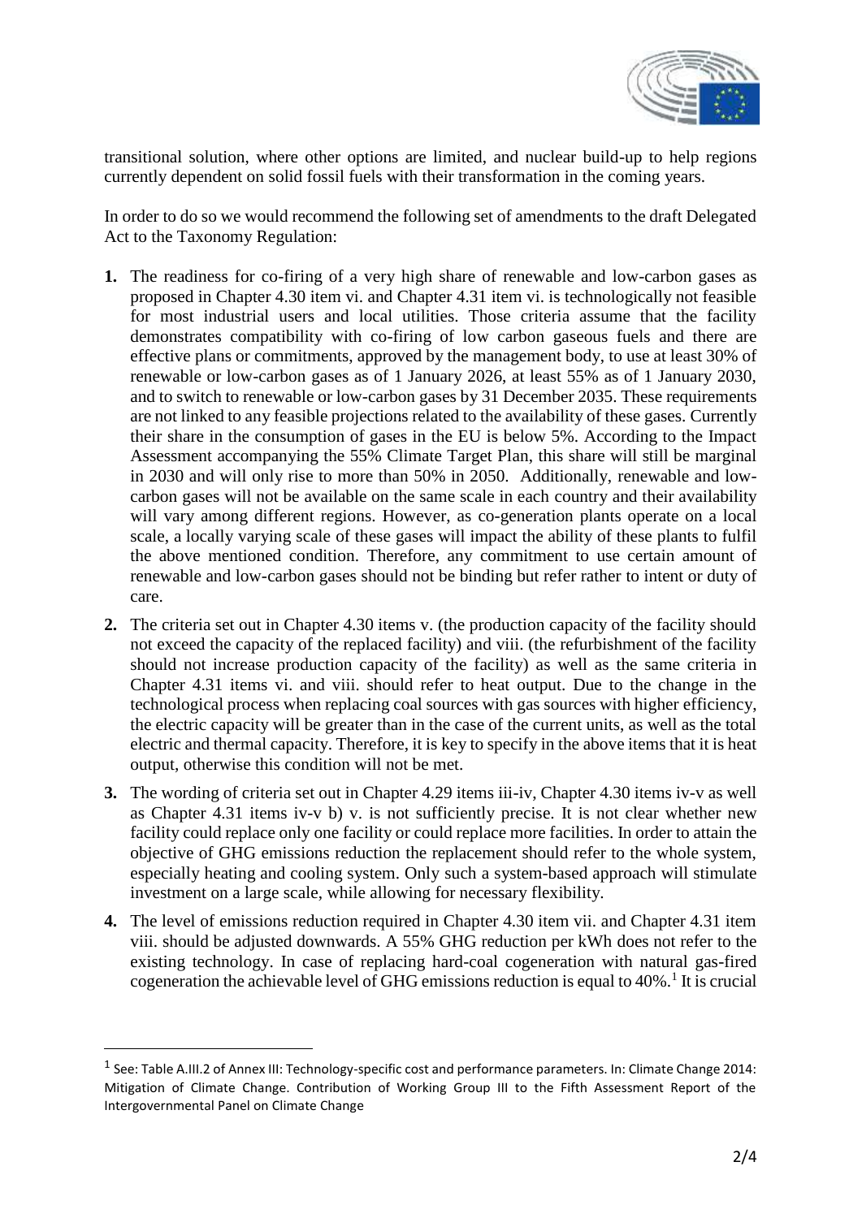transitional solution, where other options are limited, and nuclear build-up to help regions currently dependent on solid fossil fuels with their transformation in the coming years.

In order to do so we would recommend the following set of amendments to the draft Delegated Act to the Taxonomy Regulation:

1. The readiness for co-firing of a very high share of renewable and low-carbon gases as proposed in Chapter 4.30 item vi. and Chapter 4.31 item vi. is technologically not feasible for most industrial users and local utilities. Those criteria assume that the facility demonstrates compatibility with co-firing of low carbon gaseous fuels and there are effective plans or commitments, approved by the management body, to use at least 30% of renewable or low-carbon gases as of 1 January 2026, at least 55% as of 1 January 2030, and to switch to renewable or low-carbon gases by 31 December 2035. These requirements are not linked to any feasible projections related to the availability of these gases. Currently their share in the consumption of gases in the EU is below 5%. According to the Impact Assessment accompanying the 55% Climate Target Plan, this share will still be marginal in 2030 and will only rise to more than 50% in 2050. Additionally, renewable and low-carbon gases will not be available on the same scale in each country and their availability will vary among different regions. However, as co-generation plants operate on a local scale, a locally varying scale of these gases will impact the ability of these plants to fulfil the above mentioned condition. Therefore, any commitment to use certain amount of renewable and low-carbon gases should not be binding but refer rather to intent or duty of care.
2. The criteria set out in Chapter 4.30 items v. (the production capacity of the facility should not exceed the capacity of the replaced facility) and viii. (the refurbishment of the facility should not increase production capacity of the facility) as well as the same criteria in Chapter 4.31 items vi. and viii. should refer to heat output. Due to the change in the technological process when replacing coal sources with gas sources with higher efficiency, the electric capacity will be greater than in the case of the current units, as well as the total electric and thermal capacity. Therefore, it is key to specify in the above items that it is heat output, otherwise this condition will not be met.
3. The wording of criteria set out in Chapter 4.29 items iii-iv, Chapter 4.30 items iv-v as well as Chapter 4.31 items iv-v b) v. is not sufficiently precise. It is not clear whether new facility could replace only one facility or could replace more facilities. In order to attain the objective of GHG emissions reduction the replacement should refer to the whole system, especially heating and cooling system. Only such a system-based approach will stimulate investment on a large scale, while allowing for necessary flexibility.
4. The level of emissions reduction required in Chapter 4.30 item vii. and Chapter 4.31 item viii. should be adjusted downwards. A 55% GHG reduction per kWh does not refer to the existing technology. In case of replacing hard-coal cogeneration with natural gas-fired cogeneration the achievable level of GHG emissions reduction is equal to 40%.[1] It is crucial

[1] See: Table A.III.2 of Annex III: Technology-specific cost and performance parameters. In: Climate Change 2014: Mitigation of Climate Change. Contribution of Working Group III to the Fifth Assessment Report of the Intergovernmental Panel on Climate Change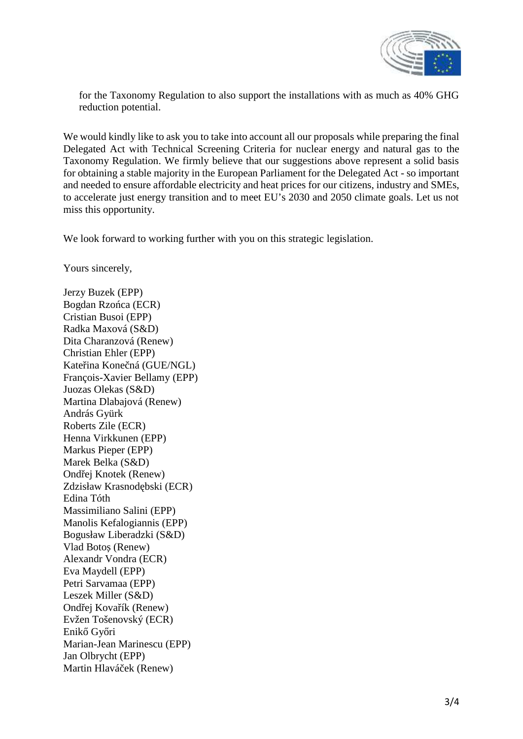for the Taxonomy Regulation to also support the installations with as much as 40% GHG reduction potential.

We would kindly like to ask you to take into account all our proposals while preparing the final Delegated Act with Technical Screening Criteria for nuclear energy and natural gas to the Taxonomy Regulation. We firmly believe that our suggestions above represent a solid basis for obtaining a stable majority in the European Parliament for the Delegated Act - so important and needed to ensure affordable electricity and heat prices for our citizens, industry and SMEs, to accelerate just energy transition and to meet EU's 2030 and 2050 climate goals. Let us not miss this opportunity.

We look forward to working further with you on this strategic legislation.

Yours sincerely,

Jerzy Buzek (EPP)
Bogdan Rzońca (ECR)
Cristian Busoi (EPP)
Radka Maxová (S&D)
Dita Charanzová (Renew)
Christian Ehler (EPP)
Kateřina Konečná (GUE/NGL)
François-Xavier Bellamy (EPP)
Juozas Olekas (S&D)
Martina Dlabajová (Renew)
András Gyürk
Roberts Zile (ECR)
Henna Virkkunen (EPP)
Markus Pieper (EPP)
Marek Belka (S&D)
Ondřej Knotek (Renew)
Zdzisław Krasnodębski (ECR)
Edina Tóth
Massimiliano Salini (EPP)
Manolis Kefalogiannis (EPP)
Bogusław Liberadzki (S&D)
Vlad Botoș (Renew)
Alexandr Vondra (ECR)
Eva Maydell (EPP)
Petri Sarvamaa (EPP)
Leszek Miller (S&D)
Ondřej Kovařík (Renew)
Evžen Tošenovský (ECR)
Enikő Győri
Marian-Jean Marinescu (EPP)
Jan Olbrycht (EPP)
Martin Hlaváček (Renew)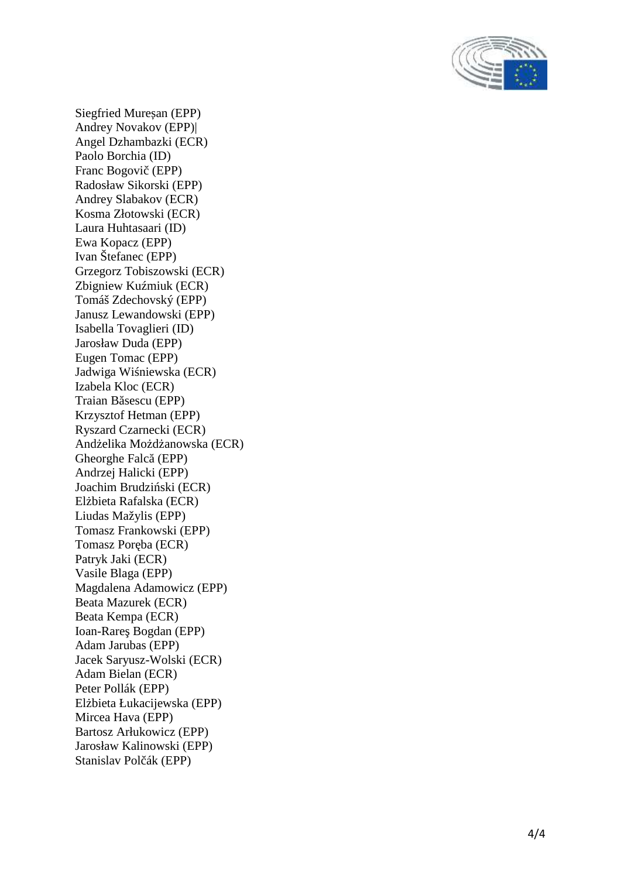Siegfried Mureșan (EPP)
Andrey Novakov (EPP)|
Angel Dzhambazki (ECR)
Paolo Borchia (ID)
Franc Bogovič (EPP)
Radosław Sikorski (EPP)
Andrey Slabakov (ECR)
Kosma Złotowski (ECR)
Laura Huhtasaari (ID)
Ewa Kopacz (EPP)
Ivan Štefanec (EPP)
Grzegorz Tobiszowski (ECR)
Zbigniew Kuźmiuk (ECR)
Tomáš Zdechovský (EPP)
Janusz Lewandowski (EPP)
Isabella Tovaglieri (ID)
Jarosław Duda (EPP)
Eugen Tomac (EPP)
Jadwiga Wiśniewska (ECR)
Izabela Kloc (ECR)
Traian Băsescu (EPP)
Krzysztof Hetman (EPP)
Ryszard Czarnecki (ECR)
Andżelika Możdżanowska (ECR)
Gheorghe Falcă (EPP)
Andrzej Halicki (EPP)
Joachim Brudziński (ECR)
Elżbieta Rafalska (ECR)
Liudas Mažylis (EPP)
Tomasz Frankowski (EPP)
Tomasz Poręba (ECR)
Patryk Jaki (ECR)
Vasile Blaga (EPP)
Magdalena Adamowicz (EPP)
Beata Mazurek (ECR)
Beata Kempa (ECR)
Ioan-Rareş Bogdan (EPP)
Adam Jarubas (EPP)
Jacek Saryusz-Wolski (ECR)
Adam Bielan (ECR)
Peter Pollák (EPP)
Elżbieta Łukacijewska (EPP)
Mircea Hava (EPP)
Bartosz Arłukowicz (EPP)
Jarosław Kalinowski (EPP)
Stanislav Polčák (EPP)